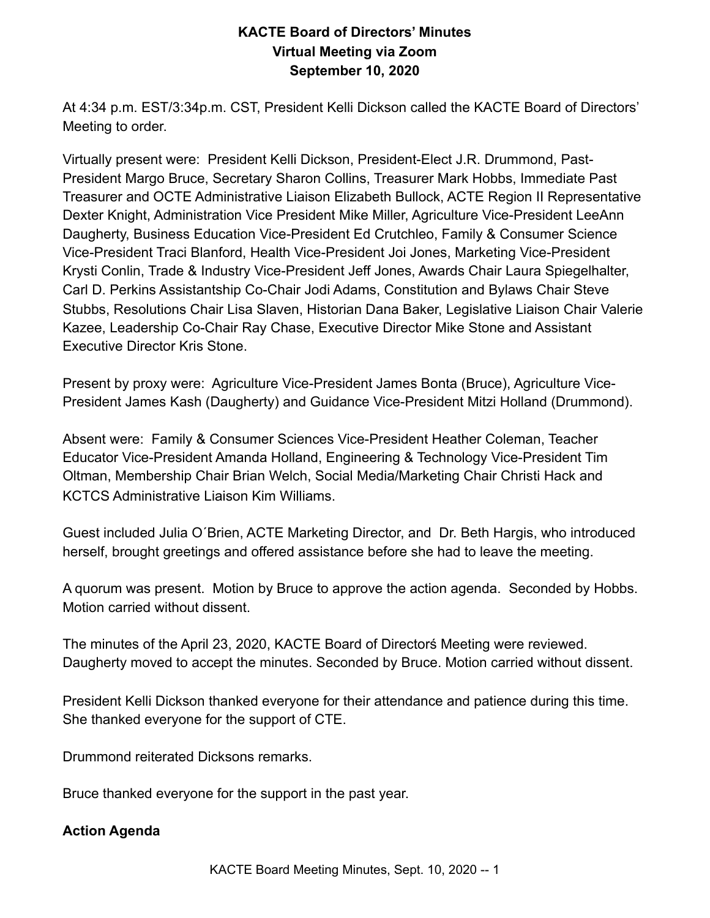# KACTE Board of Directors' Minutes
## Virtual Meeting via Zoom
## September 10, 2020

At 4:34 p.m. EST/3:34p.m. CST, President Kelli Dickson called the KACTE Board of Directors' Meeting to order.

Virtually present were: President Kelli Dickson, President-Elect J.R. Drummond, Past-President Margo Bruce, Secretary Sharon Collins, Treasurer Mark Hobbs, Immediate Past Treasurer and OCTE Administrative Liaison Elizabeth Bullock, ACTE Region II Representative Dexter Knight, Administration Vice President Mike Miller, Agriculture Vice-President LeeAnn Daugherty, Business Education Vice-President Ed Crutchleo, Family & Consumer Science Vice-President Traci Blanford, Health Vice-President Joi Jones, Marketing Vice-President Krysti Conlin, Trade & Industry Vice-President Jeff Jones, Awards Chair Laura Spiegelhalter, Carl D. Perkins Assistantship Co-Chair Jodi Adams, Constitution and Bylaws Chair Steve Stubbs, Resolutions Chair Lisa Slaven, Historian Dana Baker, Legislative Liaison Chair Valerie Kazee, Leadership Co-Chair Ray Chase, Executive Director Mike Stone and Assistant Executive Director Kris Stone.

Present by proxy were: Agriculture Vice-President James Bonta (Bruce), Agriculture Vice-President James Kash (Daugherty) and Guidance Vice-President Mitzi Holland (Drummond).

Absent were: Family & Consumer Sciences Vice-President Heather Coleman, Teacher Educator Vice-President Amanda Holland, Engineering & Technology Vice-President Tim Oltman, Membership Chair Brian Welch, Social Media/Marketing Chair Christi Hack and KCTCS Administrative Liaison Kim Williams.

Guest included Julia O´Brien, ACTE Marketing Director, and Dr. Beth Hargis, who introduced herself, brought greetings and offered assistance before she had to leave the meeting.

A quorum was present. Motion by Bruce to approve the action agenda. Seconded by Hobbs. Motion carried without dissent.

The minutes of the April 23, 2020, KACTE Board of Directorś Meeting were reviewed. Daugherty moved to accept the minutes. Seconded by Bruce. Motion carried without dissent.

President Kelli Dickson thanked everyone for their attendance and patience during this time. She thanked everyone for the support of CTE.

Drummond reiterated Dicksons remarks.

Bruce thanked everyone for the support in the past year.

**Action Agenda**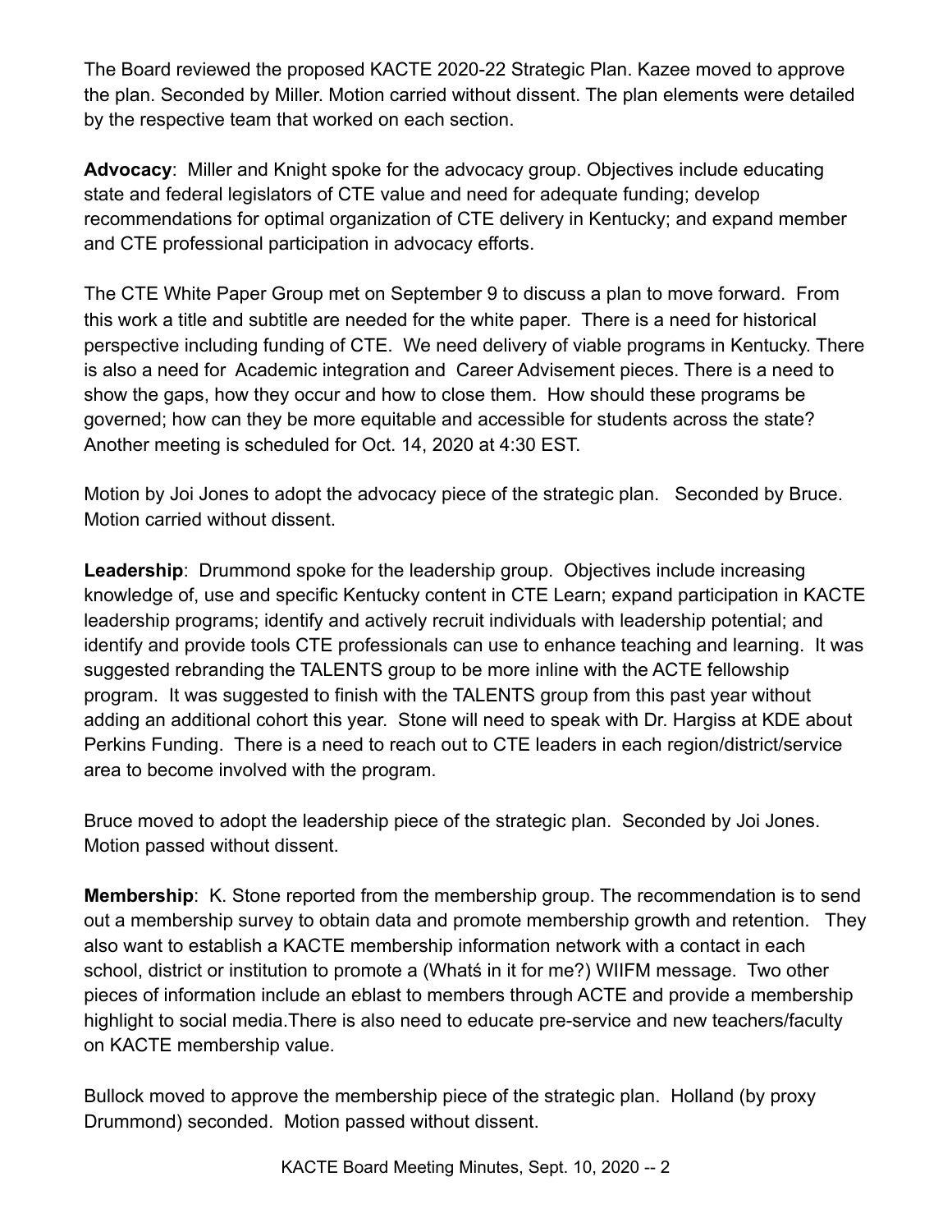The Board reviewed the proposed KACTE 2020-22 Strategic Plan. Kazee moved to approve the plan. Seconded by Miller. Motion carried without dissent. The plan elements were detailed by the respective team that worked on each section.

**Advocacy**: Miller and Knight spoke for the advocacy group. Objectives include educating state and federal legislators of CTE value and need for adequate funding; develop recommendations for optimal organization of CTE delivery in Kentucky; and expand member and CTE professional participation in advocacy efforts.

The CTE White Paper Group met on September 9 to discuss a plan to move forward. From this work a title and subtitle are needed for the white paper. There is a need for historical perspective including funding of CTE. We need delivery of viable programs in Kentucky. There is also a need for Academic integration and Career Advisement pieces. There is a need to show the gaps, how they occur and how to close them. How should these programs be governed; how can they be more equitable and accessible for students across the state? Another meeting is scheduled for Oct. 14, 2020 at 4:30 EST.

Motion by Joi Jones to adopt the advocacy piece of the strategic plan. Seconded by Bruce. Motion carried without dissent.

**Leadership**: Drummond spoke for the leadership group. Objectives include increasing knowledge of, use and specific Kentucky content in CTE Learn; expand participation in KACTE leadership programs; identify and actively recruit individuals with leadership potential; and identify and provide tools CTE professionals can use to enhance teaching and learning. It was suggested rebranding the TALENTS group to be more inline with the ACTE fellowship program. It was suggested to finish with the TALENTS group from this past year without adding an additional cohort this year. Stone will need to speak with Dr. Hargiss at KDE about Perkins Funding. There is a need to reach out to CTE leaders in each region/district/service area to become involved with the program.

Bruce moved to adopt the leadership piece of the strategic plan. Seconded by Joi Jones. Motion passed without dissent.

**Membership**: K. Stone reported from the membership group. The recommendation is to send out a membership survey to obtain data and promote membership growth and retention. They also want to establish a KACTE membership information network with a contact in each school, district or institution to promote a (Whatś in it for me?) WIIFM message. Two other pieces of information include an eblast to members through ACTE and provide a membership highlight to social media.There is also need to educate pre-service and new teachers/faculty on KACTE membership value.

Bullock moved to approve the membership piece of the strategic plan. Holland (by proxy Drummond) seconded. Motion passed without dissent.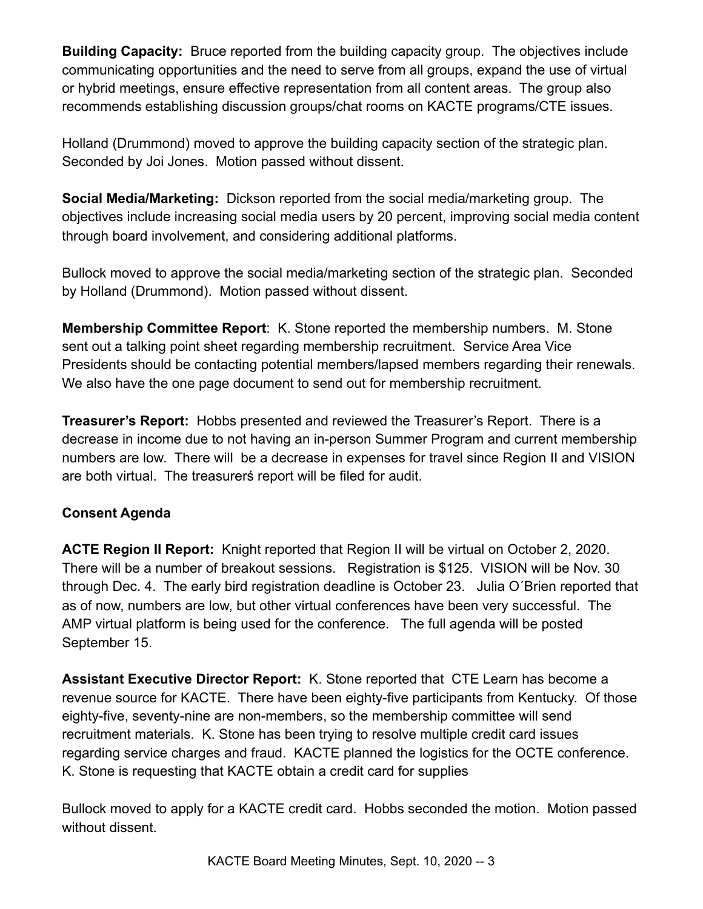**Building Capacity:** Bruce reported from the building capacity group. The objectives include communicating opportunities and the need to serve from all groups, expand the use of virtual or hybrid meetings, ensure effective representation from all content areas. The group also recommends establishing discussion groups/chat rooms on KACTE programs/CTE issues.

Holland (Drummond) moved to approve the building capacity section of the strategic plan. Seconded by Joi Jones. Motion passed without dissent.

**Social Media/Marketing:** Dickson reported from the social media/marketing group. The objectives include increasing social media users by 20 percent, improving social media content through board involvement, and considering additional platforms.

Bullock moved to approve the social media/marketing section of the strategic plan. Seconded by Holland (Drummond). Motion passed without dissent.

**Membership Committee Report**: K. Stone reported the membership numbers. M. Stone sent out a talking point sheet regarding membership recruitment. Service Area Vice Presidents should be contacting potential members/lapsed members regarding their renewals. We also have the one page document to send out for membership recruitment.

**Treasurer's Report:** Hobbs presented and reviewed the Treasurer's Report. There is a decrease in income due to not having an in-person Summer Program and current membership numbers are low. There will be a decrease in expenses for travel since Region II and VISION are both virtual. The treasurerś report will be filed for audit.

**Consent Agenda**

**ACTE Region II Report:** Knight reported that Region II will be virtual on October 2, 2020. There will be a number of breakout sessions. Registration is $125. VISION will be Nov. 30 through Dec. 4. The early bird registration deadline is October 23. Julia O´Brien reported that as of now, numbers are low, but other virtual conferences have been very successful. The AMP virtual platform is being used for the conference. The full agenda will be posted September 15.

**Assistant Executive Director Report:** K. Stone reported that CTE Learn has become a revenue source for KACTE. There have been eighty-five participants from Kentucky. Of those eighty-five, seventy-nine are non-members, so the membership committee will send recruitment materials. K. Stone has been trying to resolve multiple credit card issues regarding service charges and fraud. KACTE planned the logistics for the OCTE conference. K. Stone is requesting that KACTE obtain a credit card for supplies

Bullock moved to apply for a KACTE credit card. Hobbs seconded the motion. Motion passed without dissent.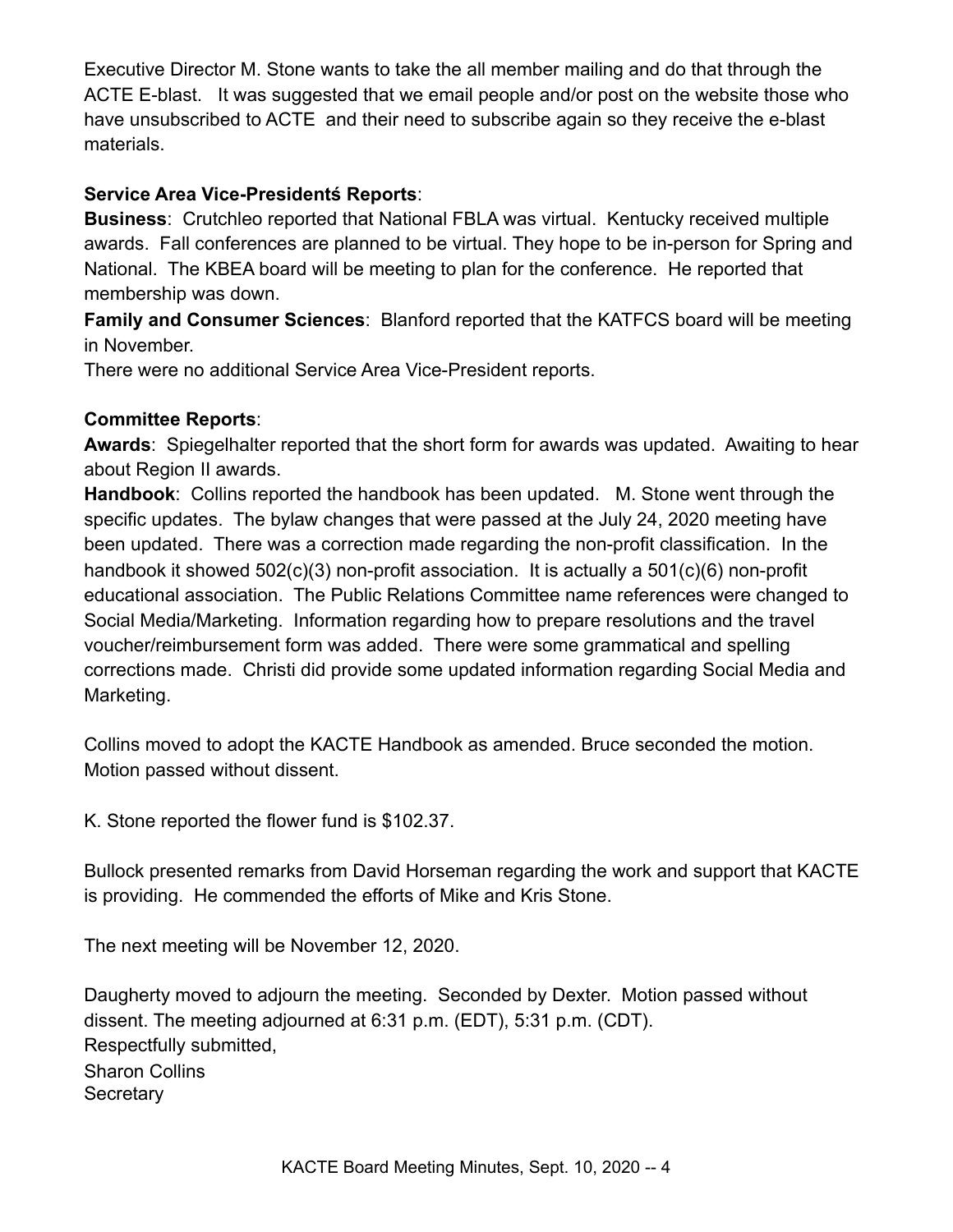Executive Director M. Stone wants to take the all member mailing and do that through the ACTE E-blast. It was suggested that we email people and/or post on the website those who have unsubscribed to ACTE and their need to subscribe again so they receive the e-blast materials.

**Service Area Vice-Presidentś Reports**:

**Business**: Crutchleo reported that National FBLA was virtual. Kentucky received multiple awards. Fall conferences are planned to be virtual. They hope to be in-person for Spring and National. The KBEA board will be meeting to plan for the conference. He reported that membership was down.

**Family and Consumer Sciences**: Blanford reported that the KATFCS board will be meeting in November.

There were no additional Service Area Vice-President reports.

**Committee Reports**:

**Awards**: Spiegelhalter reported that the short form for awards was updated. Awaiting to hear about Region II awards.

**Handbook**: Collins reported the handbook has been updated. M. Stone went through the specific updates. The bylaw changes that were passed at the July 24, 2020 meeting have been updated. There was a correction made regarding the non-profit classification. In the handbook it showed 502(c)(3) non-profit association. It is actually a 501(c)(6) non-profit educational association. The Public Relations Committee name references were changed to Social Media/Marketing. Information regarding how to prepare resolutions and the travel voucher/reimbursement form was added. There were some grammatical and spelling corrections made. Christi did provide some updated information regarding Social Media and Marketing.

Collins moved to adopt the KACTE Handbook as amended. Bruce seconded the motion. Motion passed without dissent.

K. Stone reported the flower fund is $102.37.

Bullock presented remarks from David Horseman regarding the work and support that KACTE is providing. He commended the efforts of Mike and Kris Stone.

The next meeting will be November 12, 2020.

Daugherty moved to adjourn the meeting. Seconded by Dexter. Motion passed without dissent. The meeting adjourned at 6:31 p.m. (EDT), 5:31 p.m. (CDT).

Respectfully submitted,

Sharon Collins
Secretary